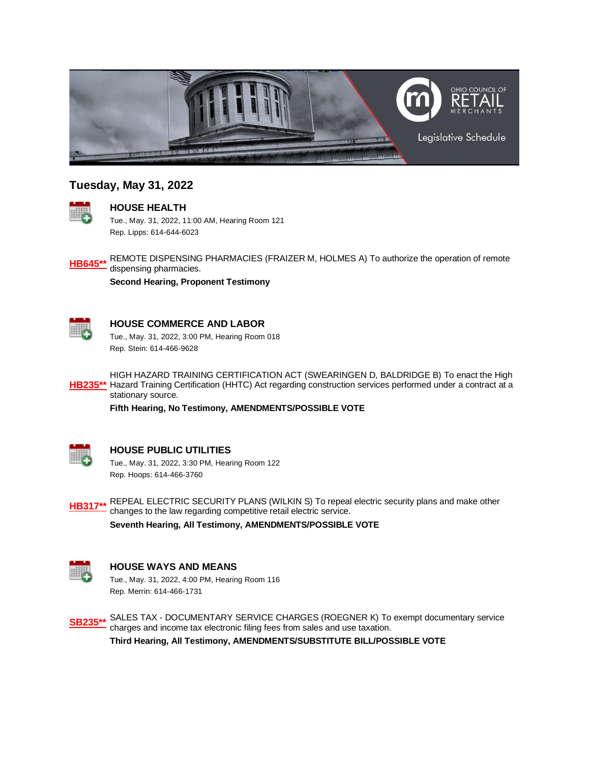## Tuesday, May 31, 2022

### HOUSE HEALTH

Tue., May. 31, 2022, 11:00 AM, Hearing Room 121
Rep. Lipps: 614-644-6023

**HB645**** REMOTE DISPENSING PHARMACIES (FRAIZER M, HOLMES A) To authorize the operation of remote dispensing pharmacies.

**Second Hearing, Proponent Testimony**

### HOUSE COMMERCE AND LABOR

Tue., May. 31, 2022, 3:00 PM, Hearing Room 018
Rep. Stein: 614-466-9628

**HB235**** HIGH HAZARD TRAINING CERTIFICATION ACT (SWEARINGEN D, BALDRIDGE B) To enact the High Hazard Training Certification (HHTC) Act regarding construction services performed under a contract at a stationary source.

**Fifth Hearing, No Testimony, AMENDMENTS/POSSIBLE VOTE**

### HOUSE PUBLIC UTILITIES

Tue., May. 31, 2022, 3:30 PM, Hearing Room 122
Rep. Hoops: 614-466-3760

**HB317**** REPEAL ELECTRIC SECURITY PLANS (WILKIN S) To repeal electric security plans and make other changes to the law regarding competitive retail electric service.

**Seventh Hearing, All Testimony, AMENDMENTS/POSSIBLE VOTE**

### HOUSE WAYS AND MEANS

Tue., May. 31, 2022, 4:00 PM, Hearing Room 116
Rep. Merrin: 614-466-1731

**SB235**** SALES TAX - DOCUMENTARY SERVICE CHARGES (ROEGNER K) To exempt documentary service charges and income tax electronic filing fees from sales and use taxation.

**Third Hearing, All Testimony, AMENDMENTS/SUBSTITUTE BILL/POSSIBLE VOTE**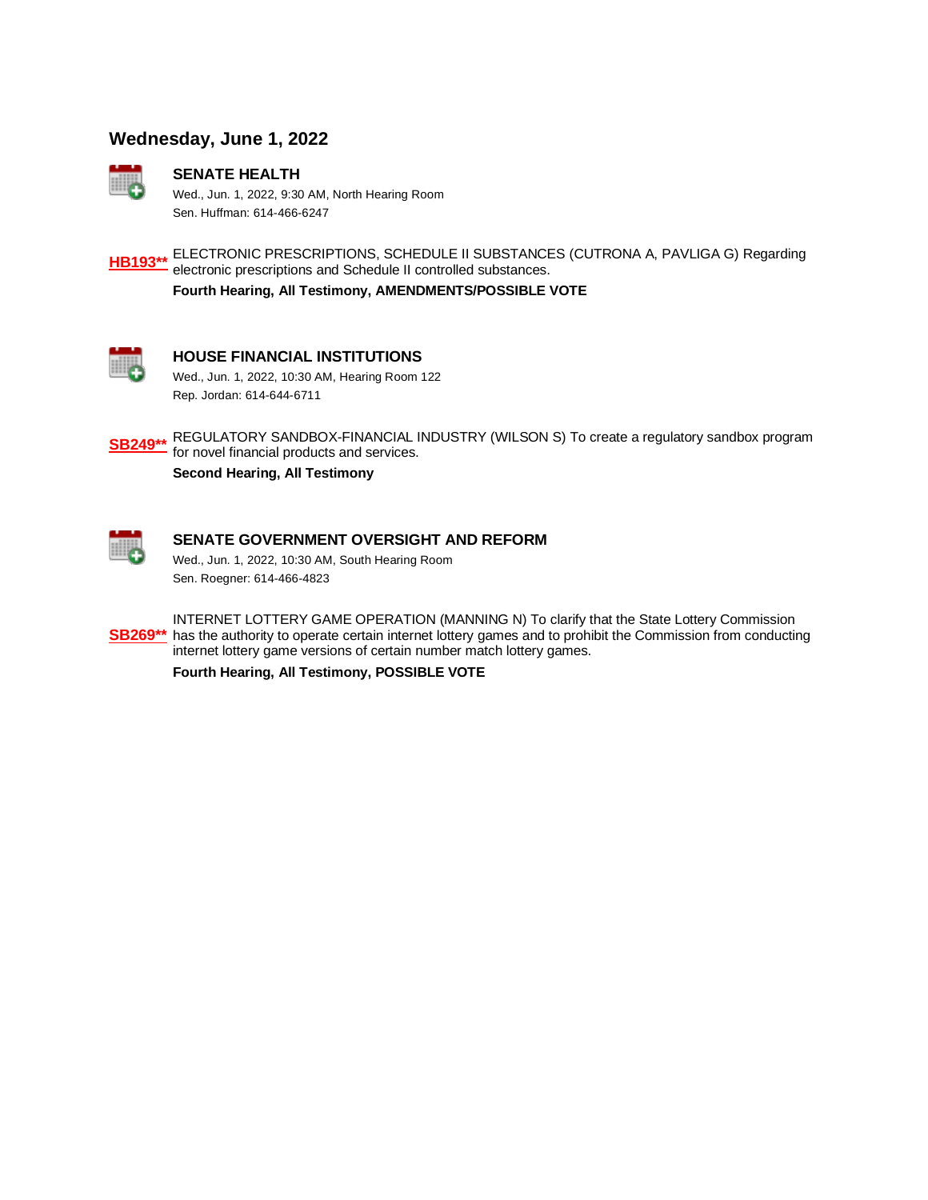## Wednesday, June 1, 2022

### SENATE HEALTH

Wed., Jun. 1, 2022, 9:30 AM, North Hearing Room

Sen. Huffman: 614-466-6247

**HB193**** ELECTRONIC PRESCRIPTIONS, SCHEDULE II SUBSTANCES (CUTRONA A, PAVLIGA G) Regarding electronic prescriptions and Schedule II controlled substances.

**Fourth Hearing, All Testimony, AMENDMENTS/POSSIBLE VOTE**

### HOUSE FINANCIAL INSTITUTIONS

Wed., Jun. 1, 2022, 10:30 AM, Hearing Room 122

Rep. Jordan: 614-644-6711

**SB249**** REGULATORY SANDBOX-FINANCIAL INDUSTRY (WILSON S) To create a regulatory sandbox program for novel financial products and services.

**Second Hearing, All Testimony**

### SENATE GOVERNMENT OVERSIGHT AND REFORM

Wed., Jun. 1, 2022, 10:30 AM, South Hearing Room

Sen. Roegner: 614-466-4823

**SB269**** INTERNET LOTTERY GAME OPERATION (MANNING N) To clarify that the State Lottery Commission has the authority to operate certain internet lottery games and to prohibit the Commission from conducting internet lottery game versions of certain number match lottery games.

**Fourth Hearing, All Testimony, POSSIBLE VOTE**